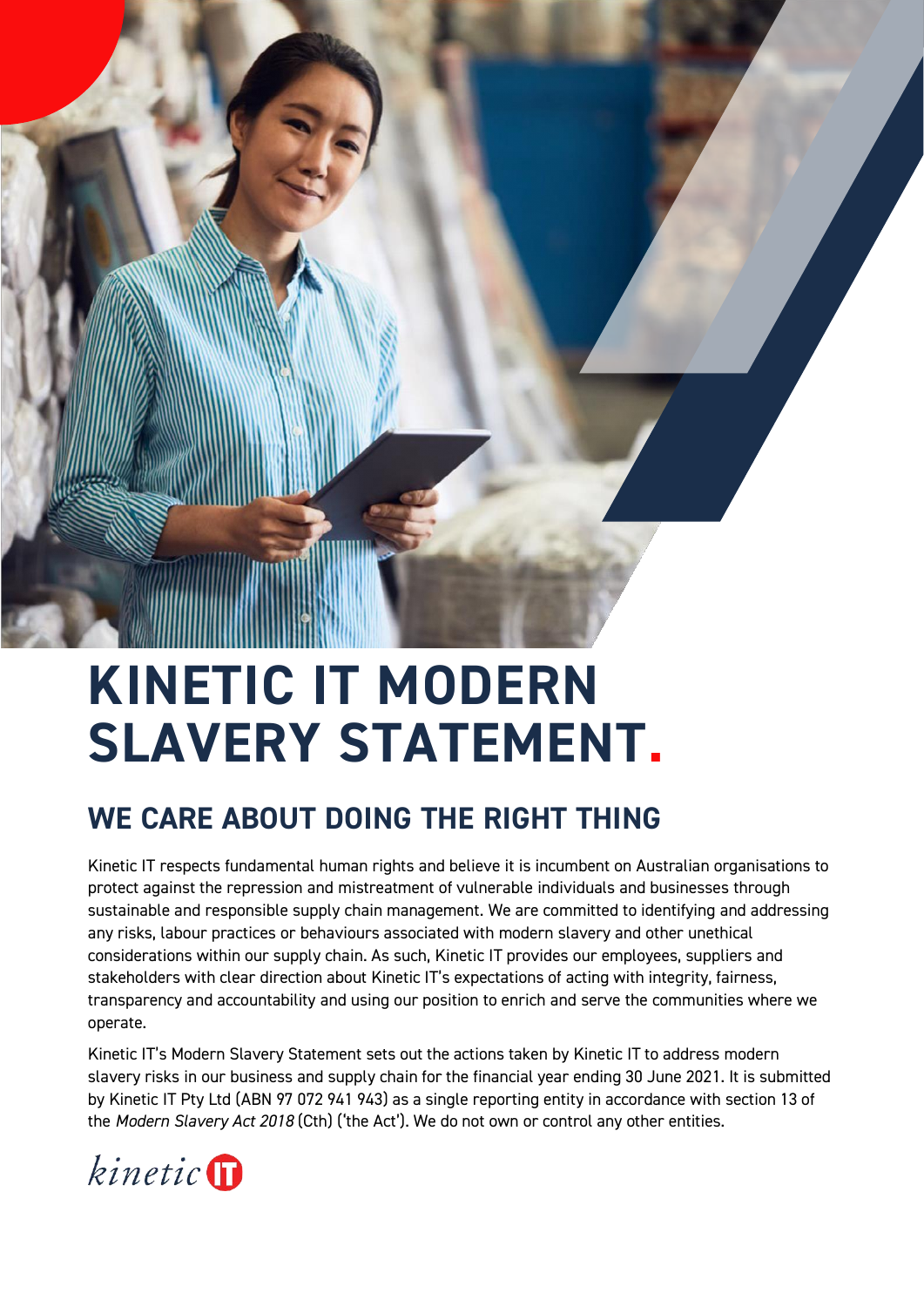# KINETIC IT MODERN SLAVERY STATEMENT.

## WE CARE ABOUT DOING THE RIGHT THING

Kinetic IT respects fundamental human rights and believe it is incumbent on Australian organisations to protect against the repression and mistreatment of vulnerable individuals and businesses through sustainable and responsible supply chain management. We are committed to identifying and addressing any risks, labour practices or behaviours associated with modern slavery and other unethical considerations within our supply chain. As such, Kinetic IT provides our employees, suppliers and stakeholders with clear direction about Kinetic IT's expectations of acting with integrity, fairness, transparency and accountability and using our position to enrich and serve the communities where we operate.

Kinetic IT's Modern Slavery Statement sets out the actions taken by Kinetic IT to address modern slavery risks in our business and supply chain for the financial year ending 30 June 2021. It is submitted by Kinetic IT Pty Ltd (ABN 97 072 941 943) as a single reporting entity in accordance with section 13 of the *Modern Slavery Act 2018* (Cth) ('the Act'). We do not own or control any other entities.

kinetic IT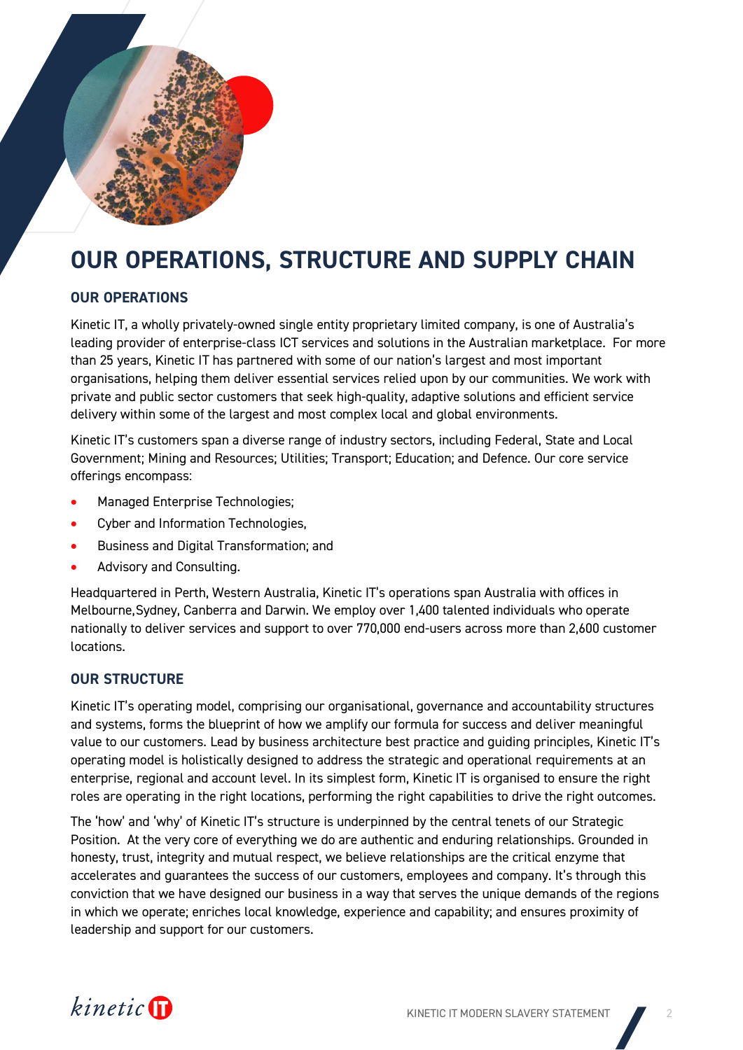# OUR OPERATIONS, STRUCTURE AND SUPPLY CHAIN

## OUR OPERATIONS

Kinetic IT, a wholly privately-owned single entity proprietary limited company, is one of Australia's leading provider of enterprise-class ICT services and solutions in the Australian marketplace. For more than 25 years, Kinetic IT has partnered with some of our nation's largest and most important organisations, helping them deliver essential services relied upon by our communities. We work with private and public sector customers that seek high-quality, adaptive solutions and efficient service delivery within some of the largest and most complex local and global environments.

Kinetic IT's customers span a diverse range of industry sectors, including Federal, State and Local Government; Mining and Resources; Utilities; Transport; Education; and Defence. Our core service offerings encompass:

- Managed Enterprise Technologies;
- Cyber and Information Technologies,
- Business and Digital Transformation; and
- Advisory and Consulting.

Headquartered in Perth, Western Australia, Kinetic IT's operations span Australia with offices in Melbourne,Sydney, Canberra and Darwin. We employ over 1,400 talented individuals who operate nationally to deliver services and support to over 770,000 end-users across more than 2,600 customer locations.

## OUR STRUCTURE

Kinetic IT's operating model, comprising our organisational, governance and accountability structures and systems, forms the blueprint of how we amplify our formula for success and deliver meaningful value to our customers. Lead by business architecture best practice and guiding principles, Kinetic IT's operating model is holistically designed to address the strategic and operational requirements at an enterprise, regional and account level. In its simplest form, Kinetic IT is organised to ensure the right roles are operating in the right locations, performing the right capabilities to drive the right outcomes.

The 'how' and 'why' of Kinetic IT's structure is underpinned by the central tenets of our Strategic Position. At the very core of everything we do are authentic and enduring relationships. Grounded in honesty, trust, integrity and mutual respect, we believe relationships are the critical enzyme that accelerates and guarantees the success of our customers, employees and company. It's through this conviction that we have designed our business in a way that serves the unique demands of the regions in which we operate; enriches local knowledge, experience and capability; and ensures proximity of leadership and support for our customers.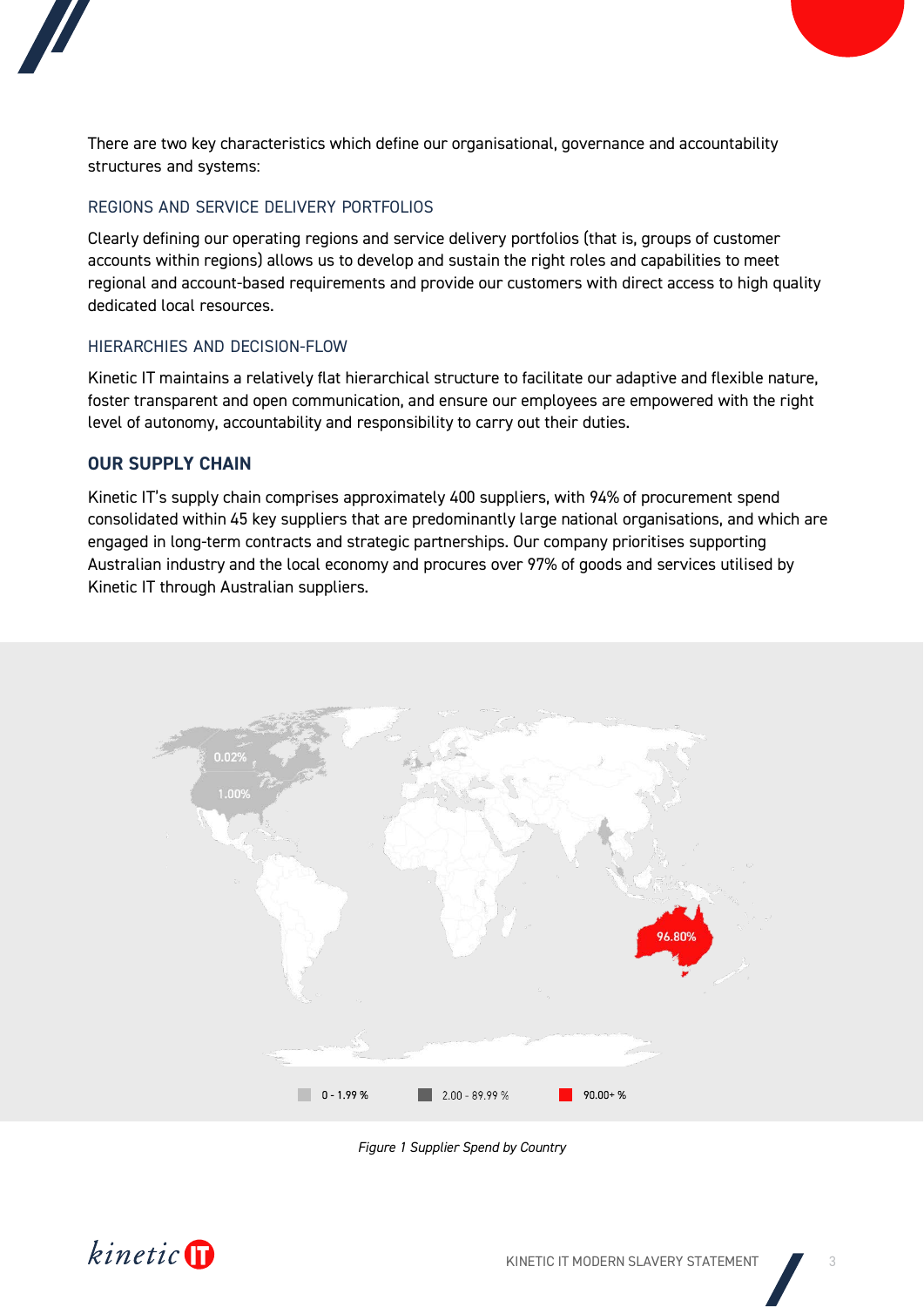There are two key characteristics which define our organisational, governance and accountability structures and systems:

### REGIONS AND SERVICE DELIVERY PORTFOLIOS

Clearly defining our operating regions and service delivery portfolios (that is, groups of customer accounts within regions) allows us to develop and sustain the right roles and capabilities to meet regional and account-based requirements and provide our customers with direct access to high quality dedicated local resources.

### HIERARCHIES AND DECISION-FLOW

Kinetic IT maintains a relatively flat hierarchical structure to facilitate our adaptive and flexible nature, foster transparent and open communication, and ensure our employees are empowered with the right level of autonomy, accountability and responsibility to carry out their duties.

## OUR SUPPLY CHAIN

Kinetic IT's supply chain comprises approximately 400 suppliers, with 94% of procurement spend consolidated within 45 key suppliers that are predominantly large national organisations, and which are engaged in long-term contracts and strategic partnerships. Our company prioritises supporting Australian industry and the local economy and procures over 97% of goods and services utilised by Kinetic IT through Australian suppliers.

0.02%

1.00%

96.80%

0 - 1.99 % | 2.00 - 89.99 % | 90.00+ %

*Figure 1 Supplier Spend by Country*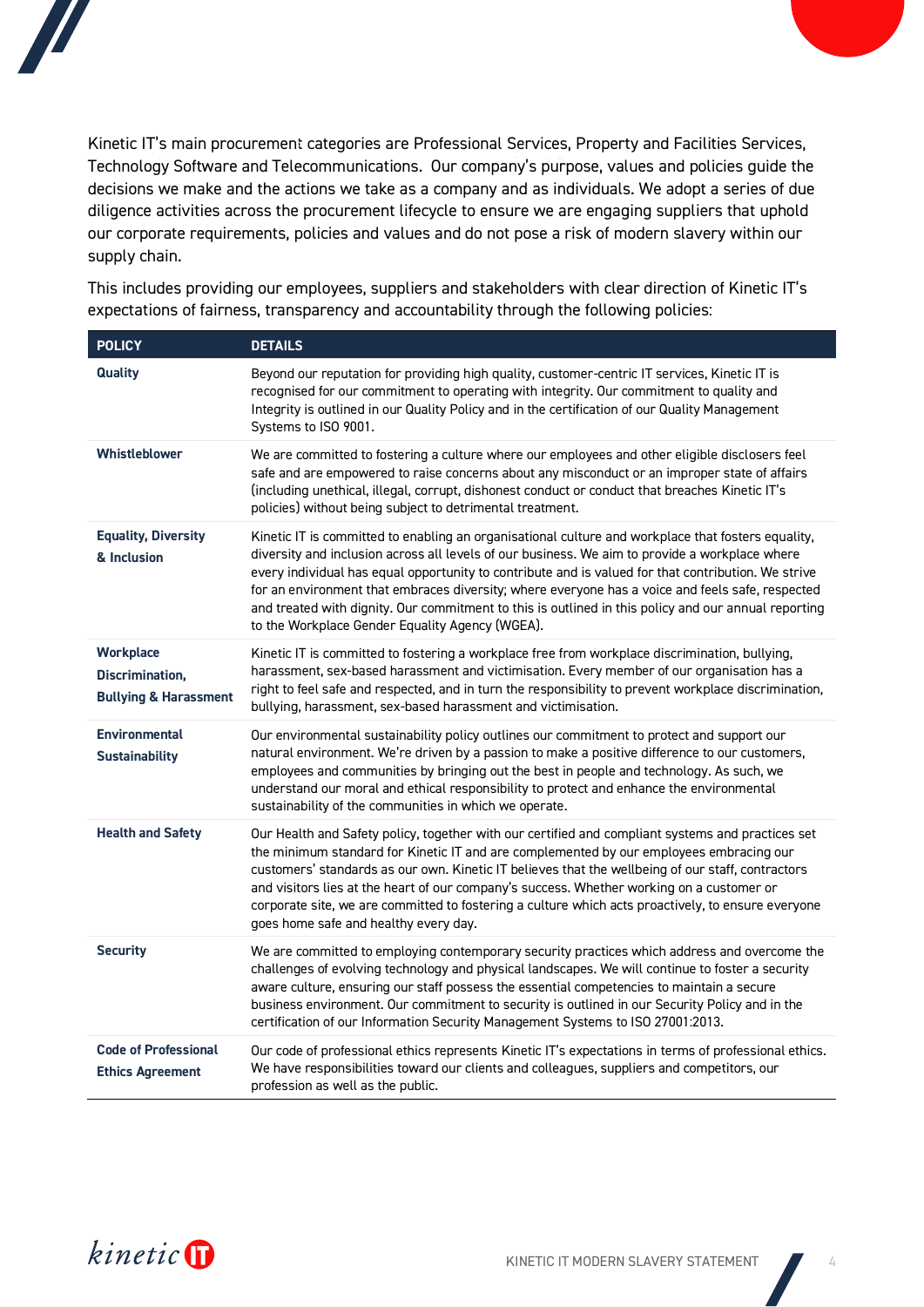Kinetic IT's main procurement categories are Professional Services, Property and Facilities Services, Technology Software and Telecommunications. Our company's purpose, values and policies guide the decisions we make and the actions we take as a company and as individuals. We adopt a series of due diligence activities across the procurement lifecycle to ensure we are engaging suppliers that uphold our corporate requirements, policies and values and do not pose a risk of modern slavery within our supply chain.

This includes providing our employees, suppliers and stakeholders with clear direction of Kinetic IT's expectations of fairness, transparency and accountability through the following policies:

| POLICY | DETAILS |
|---|---|
| **Quality** | Beyond our reputation for providing high quality, customer-centric IT services, Kinetic IT is recognised for our commitment to operating with integrity. Our commitment to quality and Integrity is outlined in our Quality Policy and in the certification of our Quality Management Systems to ISO 9001. |
| **Whistleblower** | We are committed to fostering a culture where our employees and other eligible disclosers feel safe and are empowered to raise concerns about any misconduct or an improper state of affairs (including unethical, illegal, corrupt, dishonest conduct or conduct that breaches Kinetic IT's policies) without being subject to detrimental treatment. |
| **Equality, Diversity & Inclusion** | Kinetic IT is committed to enabling an organisational culture and workplace that fosters equality, diversity and inclusion across all levels of our business. We aim to provide a workplace where every individual has equal opportunity to contribute and is valued for that contribution. We strive for an environment that embraces diversity; where everyone has a voice and feels safe, respected and treated with dignity. Our commitment to this is outlined in this policy and our annual reporting to the Workplace Gender Equality Agency (WGEA). |
| **Workplace Discrimination, Bullying & Harassment** | Kinetic IT is committed to fostering a workplace free from workplace discrimination, bullying, harassment, sex-based harassment and victimisation. Every member of our organisation has a right to feel safe and respected, and in turn the responsibility to prevent workplace discrimination, bullying, harassment, sex-based harassment and victimisation. |
| **Environmental Sustainability** | Our environmental sustainability policy outlines our commitment to protect and support our natural environment. We're driven by a passion to make a positive difference to our customers, employees and communities by bringing out the best in people and technology. As such, we understand our moral and ethical responsibility to protect and enhance the environmental sustainability of the communities in which we operate. |
| **Health and Safety** | Our Health and Safety policy, together with our certified and compliant systems and practices set the minimum standard for Kinetic IT and are complemented by our employees embracing our customers' standards as our own. Kinetic IT believes that the wellbeing of our staff, contractors and visitors lies at the heart of our company's success. Whether working on a customer or corporate site, we are committed to fostering a culture which acts proactively, to ensure everyone goes home safe and healthy every day. |
| **Security** | We are committed to employing contemporary security practices which address and overcome the challenges of evolving technology and physical landscapes. We will continue to foster a security aware culture, ensuring our staff possess the essential competencies to maintain a secure business environment. Our commitment to security is outlined in our Security Policy and in the certification of our Information Security Management Systems to ISO 27001:2013. |
| **Code of Professional Ethics Agreement** | Our code of professional ethics represents Kinetic IT's expectations in terms of professional ethics. We have responsibilities toward our clients and colleagues, suppliers and competitors, our profession as well as the public. |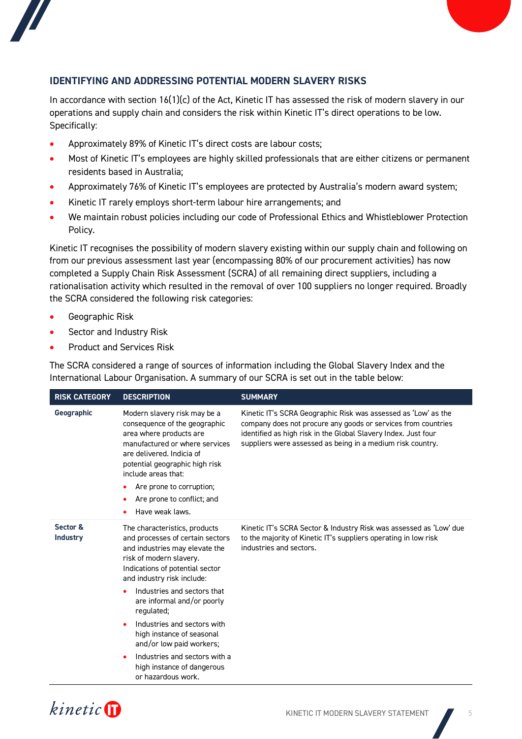## IDENTIFYING AND ADDRESSING POTENTIAL MODERN SLAVERY RISKS

In accordance with section 16(1)(c) of the Act, Kinetic IT has assessed the risk of modern slavery in our operations and supply chain and considers the risk within Kinetic IT's direct operations to be low. Specifically:

- Approximately 89% of Kinetic IT's direct costs are labour costs;
- Most of Kinetic IT's employees are highly skilled professionals that are either citizens or permanent residents based in Australia;
- Approximately 76% of Kinetic IT's employees are protected by Australia's modern award system;
- Kinetic IT rarely employs short-term labour hire arrangements; and
- We maintain robust policies including our code of Professional Ethics and Whistleblower Protection Policy.

Kinetic IT recognises the possibility of modern slavery existing within our supply chain and following on from our previous assessment last year (encompassing 80% of our procurement activities) has now completed a Supply Chain Risk Assessment (SCRA) of all remaining direct suppliers, including a rationalisation activity which resulted in the removal of over 100 suppliers no longer required. Broadly the SCRA considered the following risk categories:

- Geographic Risk
- Sector and Industry Risk
- Product and Services Risk

The SCRA considered a range of sources of information including the Global Slavery Index and the International Labour Organisation. A summary of our SCRA is set out in the table below:

| RISK CATEGORY | DESCRIPTION | SUMMARY |
|---|---|---|
| **Geographic** | Modern slavery risk may be a consequence of the geographic area where products are manufactured or where services are delivered. Indicia of potential geographic high risk include areas that:<br>• Are prone to corruption;<br>• Are prone to conflict; and<br>• Have weak laws. | Kinetic IT's SCRA Geographic Risk was assessed as 'Low' as the company does not procure any goods or services from countries identified as high risk in the Global Slavery Index. Just four suppliers were assessed as being in a medium risk country. |
| **Sector & Industry** | The characteristics, products and processes of certain sectors and industries may elevate the risk of modern slavery. Indications of potential sector and industry risk include:<br>• Industries and sectors that are informal and/or poorly regulated;<br>• Industries and sectors with high instance of seasonal and/or low paid workers;<br>• Industries and sectors with a high instance of dangerous or hazardous work. | Kinetic IT's SCRA Sector & Industry Risk was assessed as 'Low' due to the majority of Kinetic IT's suppliers operating in low risk industries and sectors. |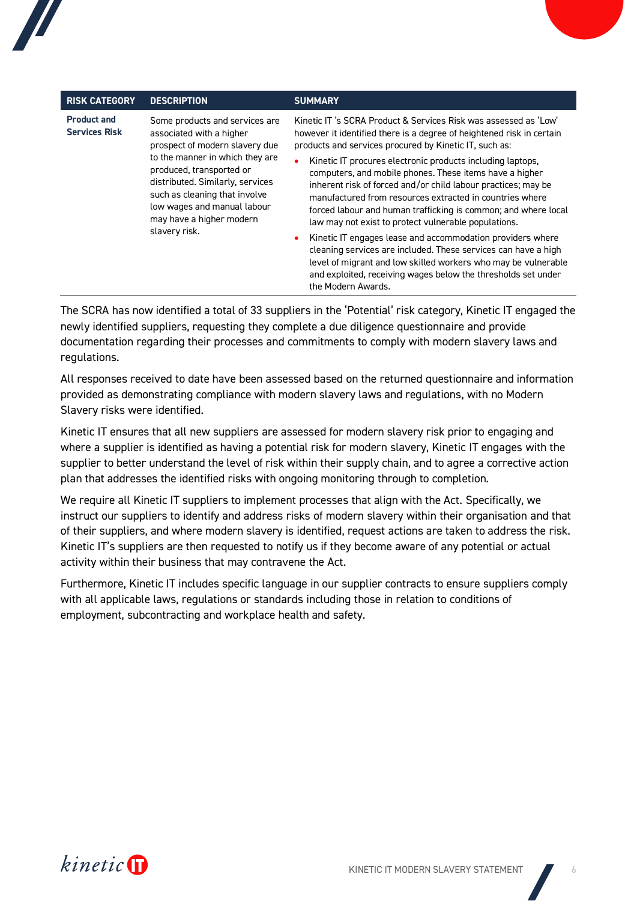| RISK CATEGORY | DESCRIPTION | SUMMARY |
| --- | --- | --- |
| **Product and Services Risk** | Some products and services are associated with a higher prospect of modern slavery due to the manner in which they are produced, transported or distributed. Similarly, services such as cleaning that involve low wages and manual labour may have a higher modern slavery risk. | Kinetic IT 's SCRA Product & Services Risk was assessed as 'Low' however it identified there is a degree of heightened risk in certain products and services procured by Kinetic IT, such as:<br>• Kinetic IT procures electronic products including laptops, computers, and mobile phones. These items have a higher inherent risk of forced and/or child labour practices; may be manufactured from resources extracted in countries where forced labour and human trafficking is common; and where local law may not exist to protect vulnerable populations.<br>• Kinetic IT engages lease and accommodation providers where cleaning services are included. These services can have a high level of migrant and low skilled workers who may be vulnerable and exploited, receiving wages below the thresholds set under the Modern Awards. |

The SCRA has now identified a total of 33 suppliers in the 'Potential' risk category, Kinetic IT engaged the newly identified suppliers, requesting they complete a due diligence questionnaire and provide documentation regarding their processes and commitments to comply with modern slavery laws and regulations.

All responses received to date have been assessed based on the returned questionnaire and information provided as demonstrating compliance with modern slavery laws and regulations, with no Modern Slavery risks were identified.

Kinetic IT ensures that all new suppliers are assessed for modern slavery risk prior to engaging and where a supplier is identified as having a potential risk for modern slavery, Kinetic IT engages with the supplier to better understand the level of risk within their supply chain, and to agree a corrective action plan that addresses the identified risks with ongoing monitoring through to completion.

We require all Kinetic IT suppliers to implement processes that align with the Act. Specifically, we instruct our suppliers to identify and address risks of modern slavery within their organisation and that of their suppliers, and where modern slavery is identified, request actions are taken to address the risk. Kinetic IT's suppliers are then requested to notify us if they become aware of any potential or actual activity within their business that may contravene the Act.

Furthermore, Kinetic IT includes specific language in our supplier contracts to ensure suppliers comply with all applicable laws, regulations or standards including those in relation to conditions of employment, subcontracting and workplace health and safety.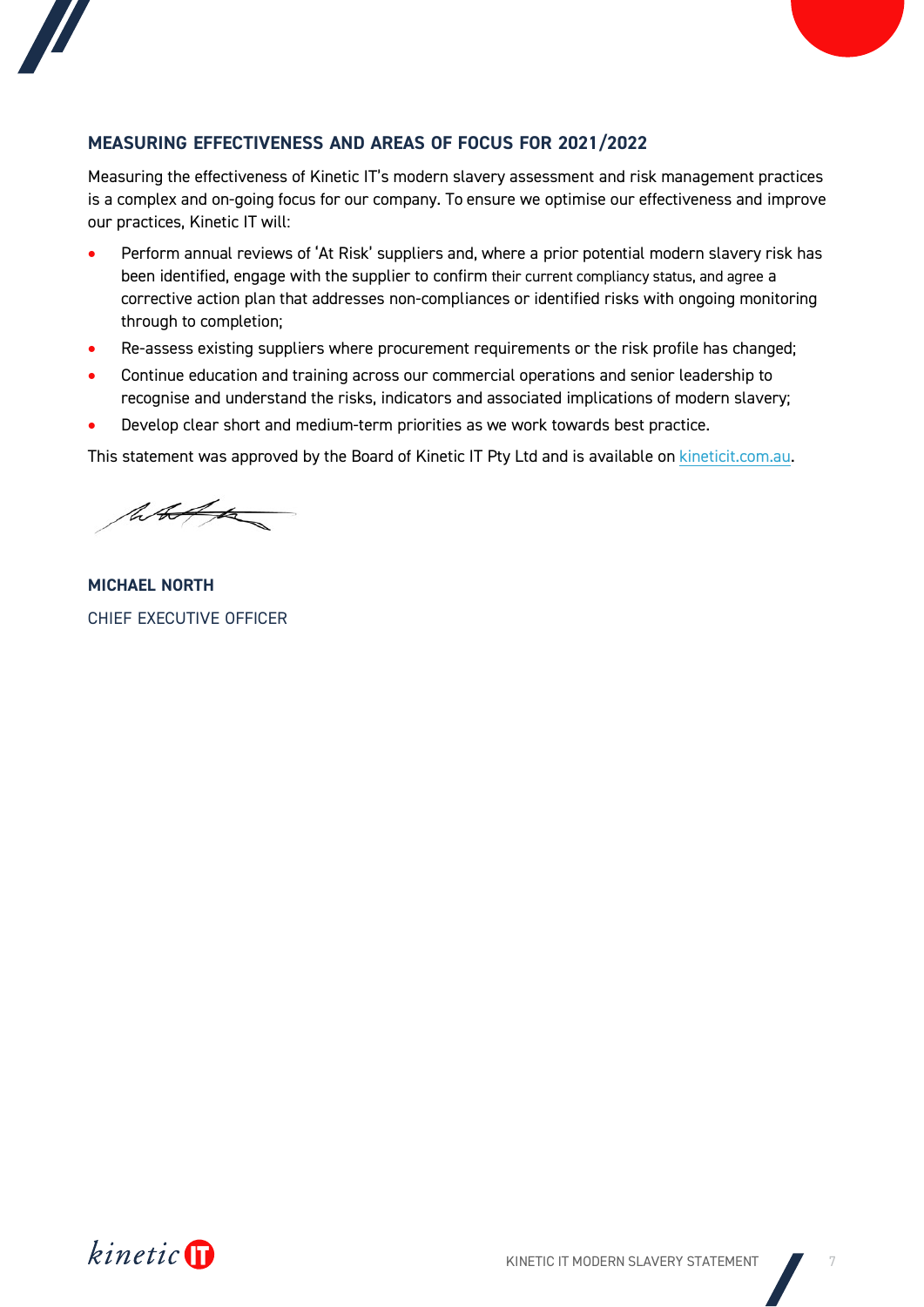## MEASURING EFFECTIVENESS AND AREAS OF FOCUS FOR 2021/2022

Measuring the effectiveness of Kinetic IT's modern slavery assessment and risk management practices is a complex and on-going focus for our company. To ensure we optimise our effectiveness and improve our practices, Kinetic IT will:

- Perform annual reviews of 'At Risk' suppliers and, where a prior potential modern slavery risk has been identified, engage with the supplier to confirm their current compliancy status, and agree a corrective action plan that addresses non-compliances or identified risks with ongoing monitoring through to completion;
- Re-assess existing suppliers where procurement requirements or the risk profile has changed;
- Continue education and training across our commercial operations and senior leadership to recognise and understand the risks, indicators and associated implications of modern slavery;
- Develop clear short and medium-term priorities as we work towards best practice.

This statement was approved by the Board of Kinetic IT Pty Ltd and is available on kineticit.com.au.

**MICHAEL NORTH**

CHIEF EXECUTIVE OFFICER